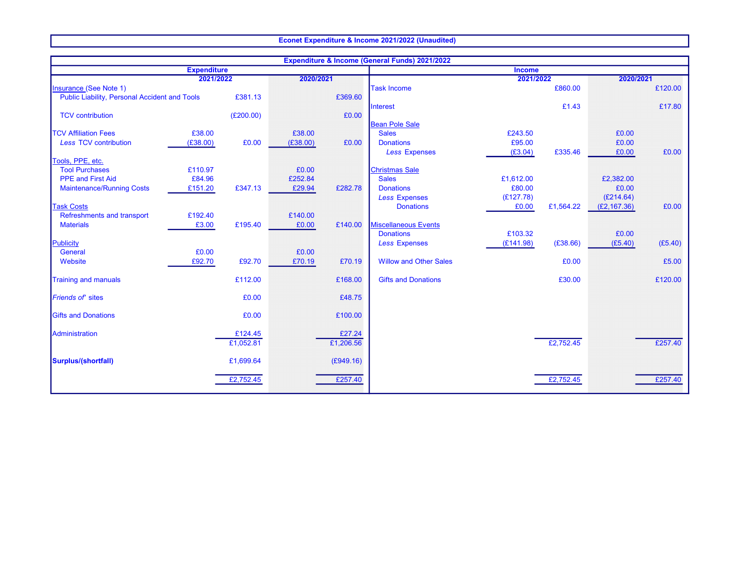# Econet Expenditure & Income 2021/2022 (Unaudited)

## Expenditure & Income (General Funds) 2021/2022

### Expenditure

| | 2021/2022 | | 2020/2021 | |
|---|---|---|---|---|
| Insurance (See Note 1) | | | | |
| Public Liability, Personal Accident and Tools | | £381.13 | | £369.60 |
| TCV contribution | | (£200.00) | | £0.00 |
| TCV Affiliation Fees | £38.00 | | £38.00 | |
| *Less* TCV contribution | (£38.00) | £0.00 | (£38.00) | £0.00 |
| Tools, PPE, etc. | | | | |
| Tool Purchases | £110.97 | | £0.00 | |
| PPE and First Aid | £84.96 | | £252.84 | |
| Maintenance/Running Costs | £151.20 | £347.13 | £29.94 | £282.78 |
| Task Costs | | | | |
| Refreshments and transport | £192.40 | | £140.00 | |
| Materials | £3.00 | £195.40 | £0.00 | £140.00 |
| Publicity | | | | |
| General | £0.00 | | £0.00 | |
| Website | £92.70 | £92.70 | £70.19 | £70.19 |
| Training and manuals | | £112.00 | | £168.00 |
| *Friends of'* sites | | £0.00 | | £48.75 |
| Gifts and Donations | | £0.00 | | £100.00 |
| Administration | | £124.45 | | £27.24 |
| | | £1,052.81 | | £1,206.56 |
| **Surplus/(shortfall)** | | £1,699.64 | | (£949.16) |
| | | £2,752.45 | | £257.40 |

### Income

| | 2021/2022 | | 2020/2021 | |
|---|---|---|---|---|
| Task Income | | £860.00 | | £120.00 |
| Interest | | £1.43 | | £17.80 |
| Bean Pole Sale | | | | |
| Sales | £243.50 | | £0.00 | |
| Donations | £95.00 | | £0.00 | |
| *Less* Expenses | (£3.04) | £335.46 | £0.00 | £0.00 |
| Christmas Sale | | | | |
| Sales | £1,612.00 | | £2,382.00 | |
| Donations | £80.00 | | £0.00 | |
| *Less* Expenses | (£127.78) | | (£214.64) | |
| Donations | £0.00 | £1,564.22 | (£2,167.36) | £0.00 |
| Miscellaneous Events | | | | |
| Donations | £103.32 | | £0.00 | |
| *Less* Expenses | (£141.98) | (£38.66) | (£5.40) | (£5.40) |
| Willow and Other Sales | | £0.00 | | £5.00 |
| Gifts and Donations | | £30.00 | | £120.00 |
| | | £2,752.45 | | £257.40 |
| | | £2,752.45 | | £257.40 |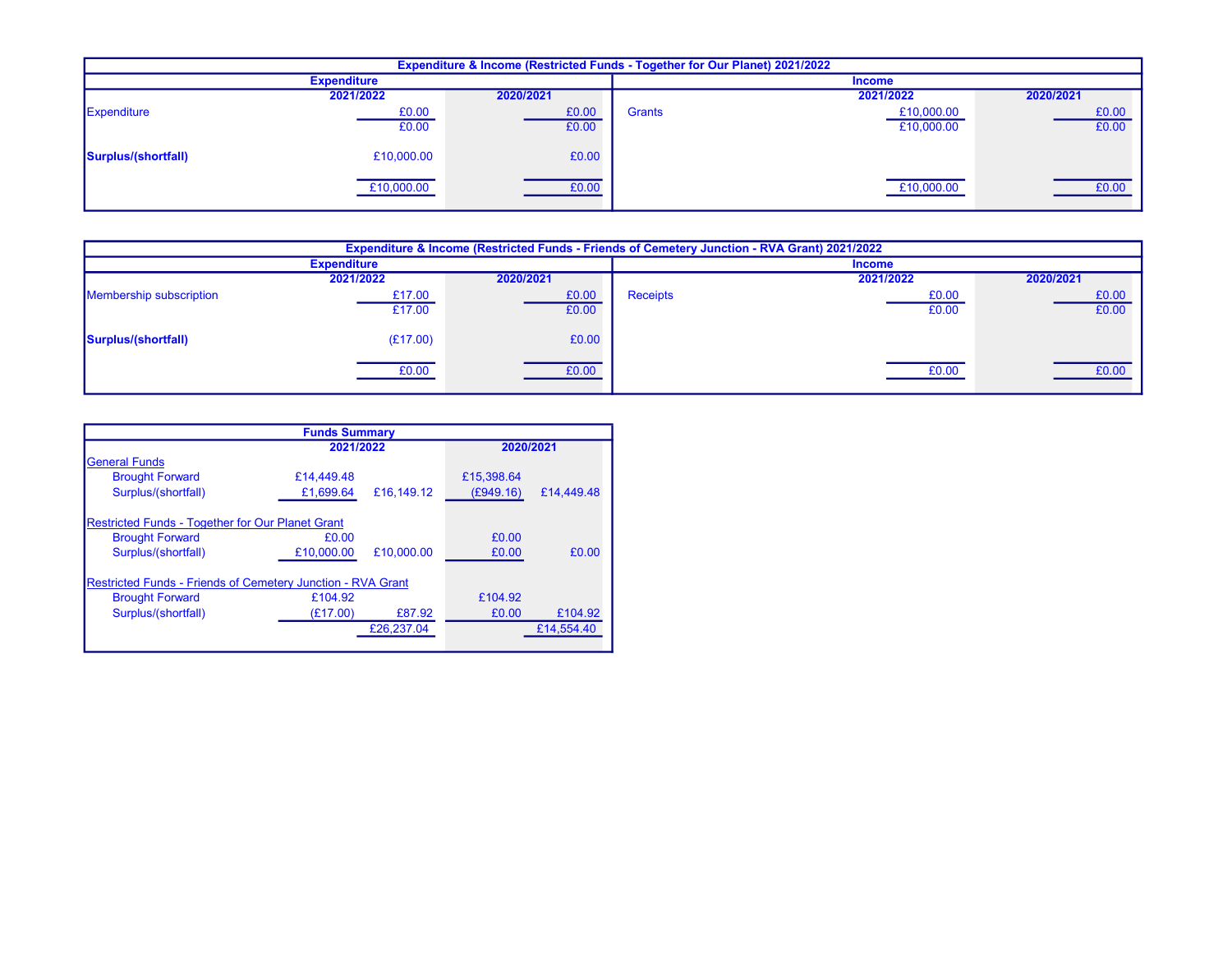| Expenditure & Income (Restricted Funds - Together for Our Planet) 2021/2022 | | | | | |
|---|---|---|---|---|---|
| **Expenditure** | | | **Income** | | |
| | **2021/2022** | **2020/2021** | | **2021/2022** | **2020/2021** |
| Expenditure | £0.00 | £0.00 | Grants | £10,000.00 | £0.00 |
| | £0.00 | £0.00 | | £10,000.00 | £0.00 |
| **Surplus/(shortfall)** | £10,000.00 | £0.00 | | | |
| | £10,000.00 | £0.00 | | £10,000.00 | £0.00 |

| Expenditure & Income (Restricted Funds - Friends of Cemetery Junction - RVA Grant) 2021/2022 | | | | | |
|---|---|---|---|---|---|
| **Expenditure** | | | **Income** | | |
| | **2021/2022** | **2020/2021** | | **2021/2022** | **2020/2021** |
| Membership subscription | £17.00 | £0.00 | Receipts | £0.00 | £0.00 |
| | £17.00 | £0.00 | | £0.00 | £0.00 |
| **Surplus/(shortfall)** | (£17.00) | £0.00 | | | |
| | £0.00 | £0.00 | | £0.00 | £0.00 |

| Funds Summary | | | | |
|---|---|---|---|---|
| | **2021/2022** | | **2020/2021** | |
| General Funds | | | | |
| Brought Forward | £14,449.48 | | £15,398.64 | |
| Surplus/(shortfall) | £1,699.64 | £16,149.12 | (£949.16) | £14,449.48 |
| Restricted Funds - Together for Our Planet Grant | | | | |
| Brought Forward | £0.00 | | £0.00 | |
| Surplus/(shortfall) | £10,000.00 | £10,000.00 | £0.00 | £0.00 |
| Restricted Funds - Friends of Cemetery Junction - RVA Grant | | | | |
| Brought Forward | £104.92 | | £104.92 | |
| Surplus/(shortfall) | (£17.00) | £87.92 | £0.00 | £104.92 |
| | | £26,237.04 | | £14,554.40 |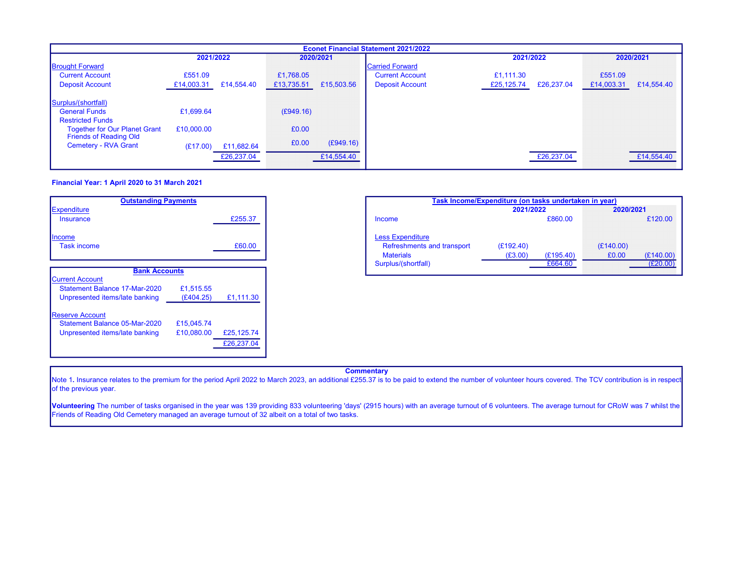## Econet Financial Statement 2021/2022

| | 2021/2022 | | 2020/2021 | | | 2021/2022 | | 2020/2021 | |
|---|---|---|---|---|---|---|---|---|---|
| Brought Forward | | | | | Carried Forward | | | | |
| Current Account | £551.09 | | £1,768.05 | | Current Account | £1,111.30 | | £551.09 | |
| Deposit Account | £14,003.31 | £14,554.40 | £13,735.51 | £15,503.56 | Deposit Account | £25,125.74 | £26,237.04 | £14,003.31 | £14,554.40 |
| Surplus/(shortfall) | | | | | | | | | |
| General Funds | £1,699.64 | | (£949.16) | | | | | | |
| Restricted Funds | | | | | | | | | |
| Together for Our Planet Grant | £10,000.00 | | £0.00 | | | | | | |
| Friends of Reading Old Cemetery - RVA Grant | (£17.00) | £11,682.64 | £0.00 | (£949.16) | | | | | |
| | | £26,237.04 | | £14,554.40 | | | £26,237.04 | | £14,554.40 |

**Financial Year: 1 April 2020 to 31 March 2021**

### Outstanding Payments

| | |
|---|---|
| Expenditure | |
| Insurance | £255.37 |
| Income | |
| Task income | £60.00 |

### Bank Accounts

| | | |
|---|---|---|
| Current Account | | |
| Statement Balance 17-Mar-2020 | £1,515.55 | |
| Unpresented items/late banking | (£404.25) | £1,111.30 |
| Reserve Account | | |
| Statement Balance 05-Mar-2020 | £15,045.74 | |
| Unpresented items/late banking | £10,080.00 | £25,125.74 |
| | | £26,237.04 |

### Task Income/Expenditure (on tasks undertaken in year)

| | 2021/2022 | | 2020/2021 | |
|---|---|---|---|---|
| Income | | £860.00 | | £120.00 |
| Less Expenditure | | | | |
| Refreshments and transport | (£192.40) | | (£140.00) | |
| Materials | (£3.00) | (£195.40) | £0.00 | (£140.00) |
| Surplus/(shortfall) | | £664.60 | | (£20.00) |

### Commentary

Note 1**.** Insurance relates to the premium for the period April 2022 to March 2023, an additional £255.37 is to be paid to extend the number of volunteer hours covered. The TCV contribution is in respect of the previous year.

**Volunteering** The number of tasks organised in the year was 139 providing 833 volunteering 'days' (2915 hours) with an average turnout of 6 volunteers. The average turnout for CRoW was 7 whilst the Friends of Reading Old Cemetery managed an average turnout of 32 albeit on a total of two tasks.